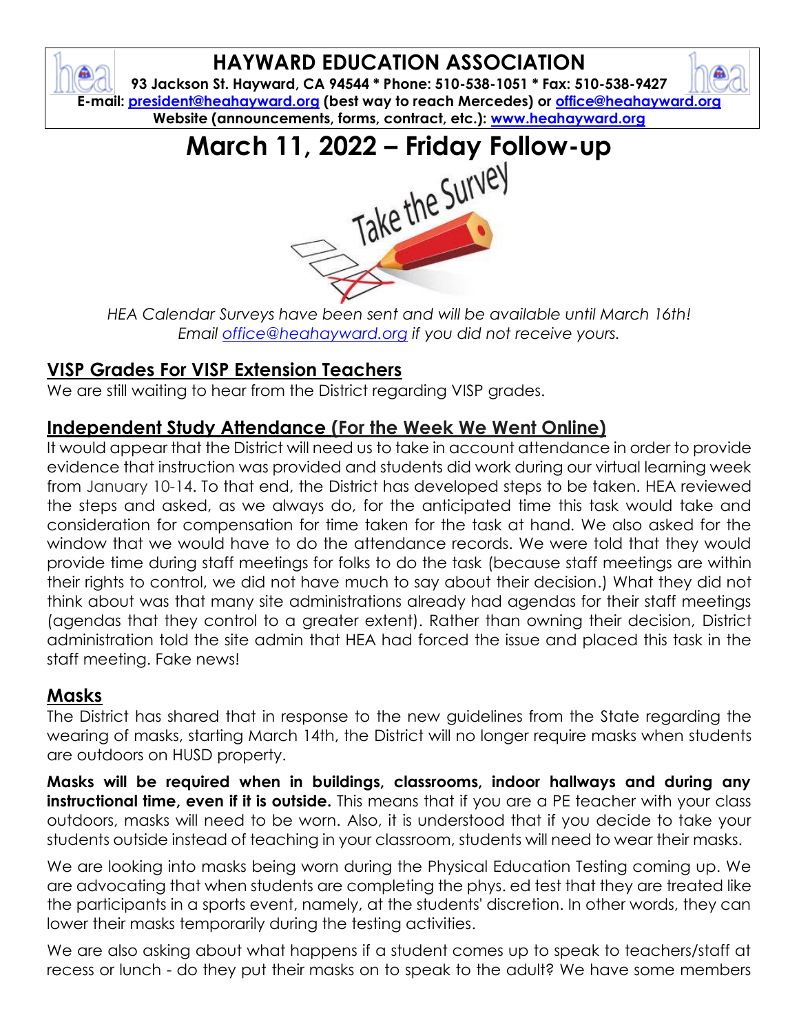# HAYWARD EDUCATION ASSOCIATION

**93 Jackson St. Hayward, CA 94544 * Phone: 510-538-1051 * Fax: 510-538-9427**
**E-mail: president@heahayward.org (best way to reach Mercedes) or office@heahayward.org**
**Website (announcements, forms, contract, etc.): www.heahayward.org**

# March 11, 2022 – Friday Follow-up

*HEA Calendar Surveys have been sent and will be available until March 16th!*
*Email office@heahayward.org if you did not receive yours.*

## VISP Grades For VISP Extension Teachers

We are still waiting to hear from the District regarding VISP grades.

## Independent Study Attendance (For the Week We Went Online)

It would appear that the District will need us to take in account attendance in order to provide evidence that instruction was provided and students did work during our virtual learning week from January 10-14. To that end, the District has developed steps to be taken. HEA reviewed the steps and asked, as we always do, for the anticipated time this task would take and consideration for compensation for time taken for the task at hand. We also asked for the window that we would have to do the attendance records. We were told that they would provide time during staff meetings for folks to do the task (because staff meetings are within their rights to control, we did not have much to say about their decision.) What they did not think about was that many site administrations already had agendas for their staff meetings (agendas that they control to a greater extent). Rather than owning their decision, District administration told the site admin that HEA had forced the issue and placed this task in the staff meeting. Fake news!

## Masks

The District has shared that in response to the new guidelines from the State regarding the wearing of masks, starting March 14th, the District will no longer require masks when students are outdoors on HUSD property.

**Masks will be required when in buildings, classrooms, indoor hallways and during any instructional time, even if it is outside.** This means that if you are a PE teacher with your class outdoors, masks will need to be worn. Also, it is understood that if you decide to take your students outside instead of teaching in your classroom, students will need to wear their masks.

We are looking into masks being worn during the Physical Education Testing coming up. We are advocating that when students are completing the phys. ed test that they are treated like the participants in a sports event, namely, at the students' discretion. In other words, they can lower their masks temporarily during the testing activities.

We are also asking about what happens if a student comes up to speak to teachers/staff at recess or lunch - do they put their masks on to speak to the adult? We have some members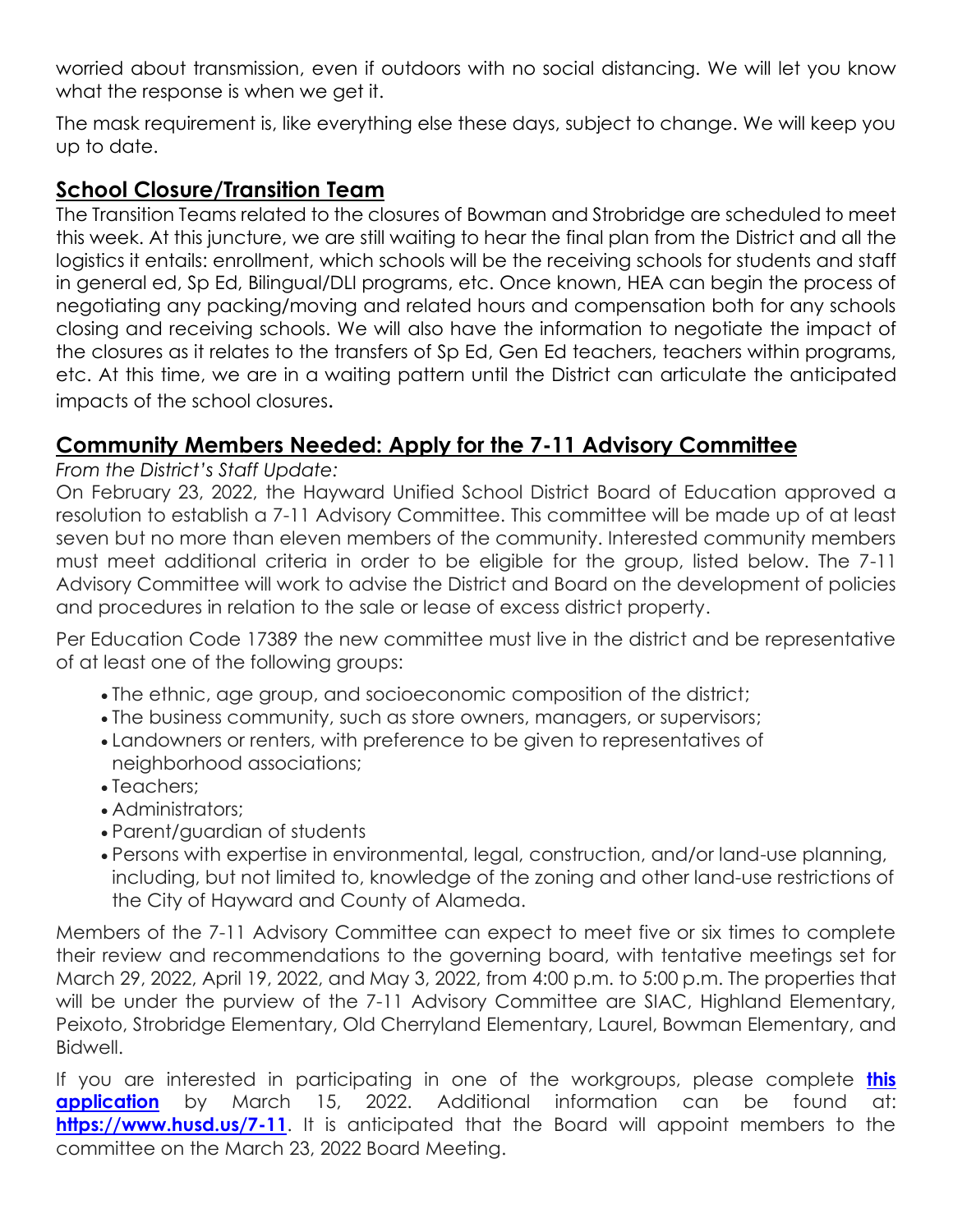worried about transmission, even if outdoors with no social distancing. We will let you know what the response is when we get it.

The mask requirement is, like everything else these days, subject to change. We will keep you up to date.

## School Closure/Transition Team

The Transition Teams related to the closures of Bowman and Strobridge are scheduled to meet this week. At this juncture, we are still waiting to hear the final plan from the District and all the logistics it entails: enrollment, which schools will be the receiving schools for students and staff in general ed, Sp Ed, Bilingual/DLI programs, etc. Once known, HEA can begin the process of negotiating any packing/moving and related hours and compensation both for any schools closing and receiving schools. We will also have the information to negotiate the impact of the closures as it relates to the transfers of Sp Ed, Gen Ed teachers, teachers within programs, etc. At this time, we are in a waiting pattern until the District can articulate the anticipated impacts of the school closures.

## Community Members Needed: Apply for the 7-11 Advisory Committee

*From the District's Staff Update:*

On February 23, 2022, the Hayward Unified School District Board of Education approved a resolution to establish a 7-11 Advisory Committee. This committee will be made up of at least seven but no more than eleven members of the community. Interested community members must meet additional criteria in order to be eligible for the group, listed below. The 7-11 Advisory Committee will work to advise the District and Board on the development of policies and procedures in relation to the sale or lease of excess district property.

Per Education Code 17389 the new committee must live in the district and be representative of at least one of the following groups:

- The ethnic, age group, and socioeconomic composition of the district;
- The business community, such as store owners, managers, or supervisors;
- Landowners or renters, with preference to be given to representatives of neighborhood associations;
- Teachers;
- Administrators;
- Parent/guardian of students
- Persons with expertise in environmental, legal, construction, and/or land-use planning, including, but not limited to, knowledge of the zoning and other land-use restrictions of the City of Hayward and County of Alameda.

Members of the 7-11 Advisory Committee can expect to meet five or six times to complete their review and recommendations to the governing board, with tentative meetings set for March 29, 2022, April 19, 2022, and May 3, 2022, from 4:00 p.m. to 5:00 p.m. The properties that will be under the purview of the 7-11 Advisory Committee are SIAC, Highland Elementary, Peixoto, Strobridge Elementary, Old Cherryland Elementary, Laurel, Bowman Elementary, and Bidwell.

If you are interested in participating in one of the workgroups, please complete **this application** by March 15, 2022. Additional information can be found at: **https://www.husd.us/7-11**. It is anticipated that the Board will appoint members to the committee on the March 23, 2022 Board Meeting.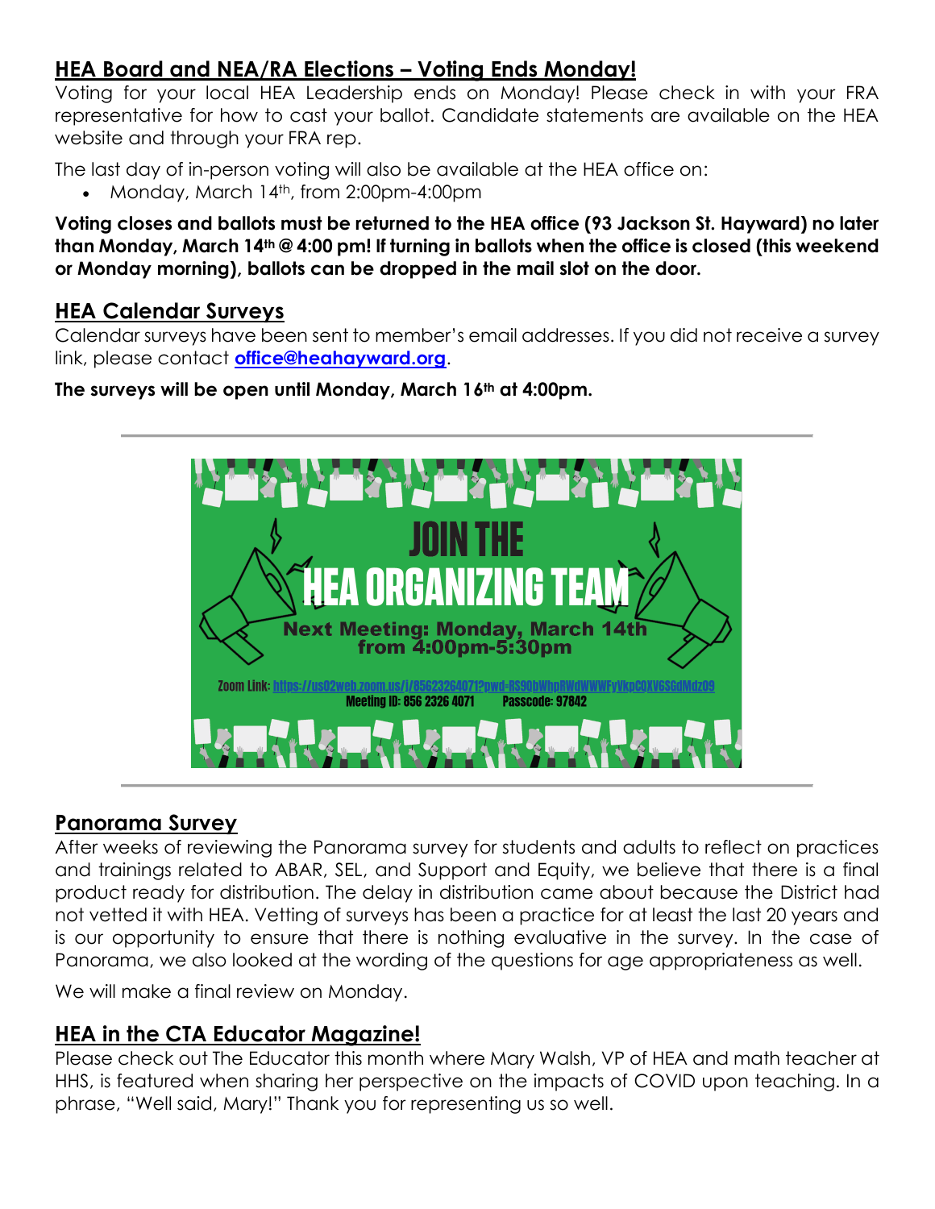## HEA Board and NEA/RA Elections – Voting Ends Monday!

Voting for your local HEA Leadership ends on Monday! Please check in with your FRA representative for how to cast your ballot. Candidate statements are available on the HEA website and through your FRA rep.

The last day of in-person voting will also be available at the HEA office on:

- Monday, March 14th, from 2:00pm-4:00pm

**Voting closes and ballots must be returned to the HEA office (93 Jackson St. Hayward) no later than Monday, March 14th @ 4:00 pm! If turning in ballots when the office is closed (this weekend or Monday morning), ballots can be dropped in the mail slot on the door.**

## HEA Calendar Surveys

Calendar surveys have been sent to member's email addresses. If you did not receive a survey link, please contact **office@heahayward.org**.

**The surveys will be open until Monday, March 16th at 4:00pm.**

---

JOIN THE HEA ORGANIZING TEAM

**Next Meeting: Monday, March 14th from 4:00pm-5:30pm**

Zoom Link: https://us02web.zoom.us/j/85623264071?pwd-RS90bWhpRWdWWWFyVkpCOXV6SGdMdz09

Meeting ID: 856 2326 4071 Passcode: 97842

---

## Panorama Survey

After weeks of reviewing the Panorama survey for students and adults to reflect on practices and trainings related to ABAR, SEL, and Support and Equity, we believe that there is a final product ready for distribution. The delay in distribution came about because the District had not vetted it with HEA. Vetting of surveys has been a practice for at least the last 20 years and is our opportunity to ensure that there is nothing evaluative in the survey. In the case of Panorama, we also looked at the wording of the questions for age appropriateness as well.

We will make a final review on Monday.

## HEA in the CTA Educator Magazine!

Please check out The Educator this month where Mary Walsh, VP of HEA and math teacher at HHS, is featured when sharing her perspective on the impacts of COVID upon teaching. In a phrase, "Well said, Mary!" Thank you for representing us so well.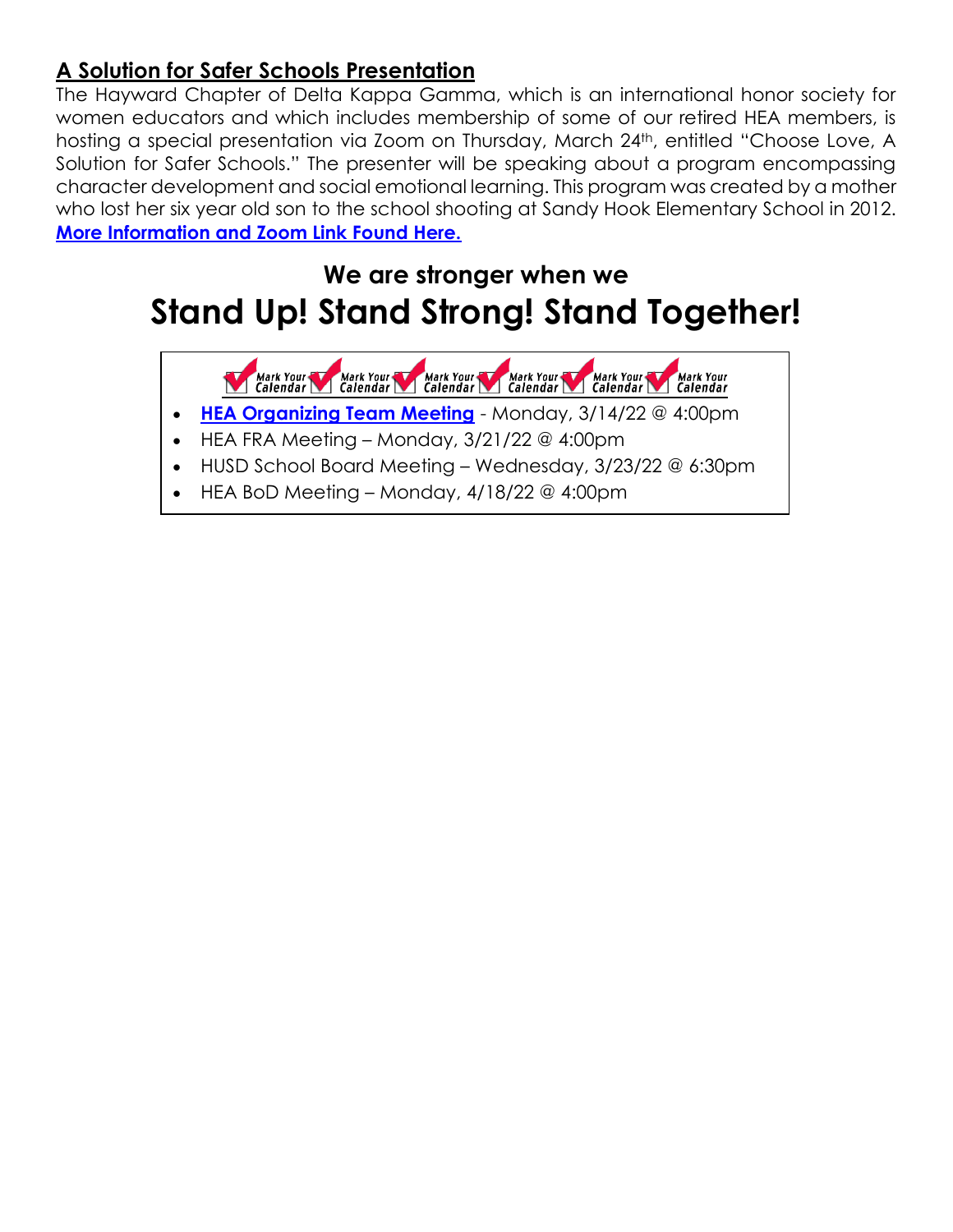## A Solution for Safer Schools Presentation

The Hayward Chapter of Delta Kappa Gamma, which is an international honor society for women educators and which includes membership of some of our retired HEA members, is hosting a special presentation via Zoom on Thursday, March 24th, entitled "Choose Love, A Solution for Safer Schools." The presenter will be speaking about a program encompassing character development and social emotional learning. This program was created by a mother who lost her six year old son to the school shooting at Sandy Hook Elementary School in 2012. **More Information and Zoom Link Found Here.**

### We are stronger when we

# Stand Up! Stand Strong! Stand Together!

Mark Your Calendar Mark Your Calendar Mark Your Calendar Mark Your Calendar Mark Your Calendar Mark Your Calendar

- **HEA Organizing Team Meeting** - Monday, 3/14/22 @ 4:00pm
- HEA FRA Meeting – Monday, 3/21/22 @ 4:00pm
- HUSD School Board Meeting – Wednesday, 3/23/22 @ 6:30pm
- HEA BoD Meeting – Monday, 4/18/22 @ 4:00pm